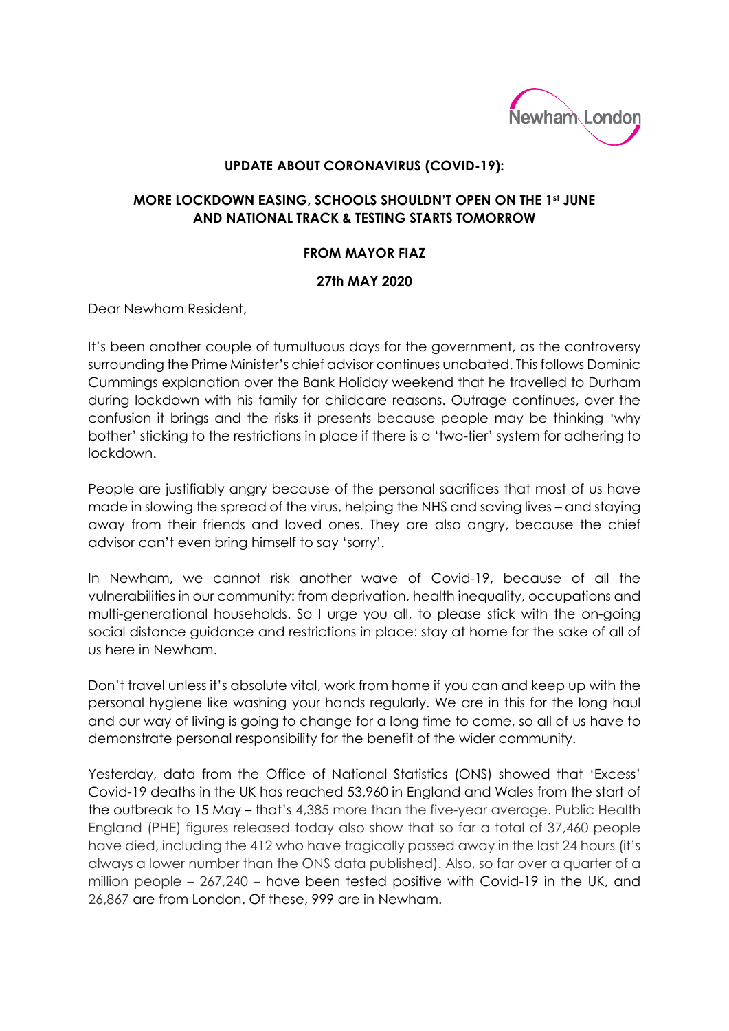Newham London

**UPDATE ABOUT CORONAVIRUS (COVID-19):**

**MORE LOCKDOWN EASING, SCHOOLS SHOULDN'T OPEN ON THE 1st JUNE AND NATIONAL TRACK & TESTING STARTS TOMORROW**

**FROM MAYOR FIAZ**

**27th MAY 2020**

Dear Newham Resident,

It's been another couple of tumultuous days for the government, as the controversy surrounding the Prime Minister's chief advisor continues unabated. This follows Dominic Cummings explanation over the Bank Holiday weekend that he travelled to Durham during lockdown with his family for childcare reasons. Outrage continues, over the confusion it brings and the risks it presents because people may be thinking 'why bother' sticking to the restrictions in place if there is a 'two-tier' system for adhering to lockdown.

People are justifiably angry because of the personal sacrifices that most of us have made in slowing the spread of the virus, helping the NHS and saving lives – and staying away from their friends and loved ones. They are also angry, because the chief advisor can't even bring himself to say 'sorry'.

In Newham, we cannot risk another wave of Covid-19, because of all the vulnerabilities in our community: from deprivation, health inequality, occupations and multi-generational households. So I urge you all, to please stick with the on-going social distance guidance and restrictions in place: stay at home for the sake of all of us here in Newham.

Don't travel unless it's absolute vital, work from home if you can and keep up with the personal hygiene like washing your hands regularly. We are in this for the long haul and our way of living is going to change for a long time to come, so all of us have to demonstrate personal responsibility for the benefit of the wider community.

Yesterday, data from the Office of National Statistics (ONS) showed that 'Excess' Covid-19 deaths in the UK has reached 53,960 in England and Wales from the start of the outbreak to 15 May – that's 4,385 more than the five-year average. Public Health England (PHE) figures released today also show that so far a total of 37,460 people have died, including the 412 who have tragically passed away in the last 24 hours (it's always a lower number than the ONS data published). Also, so far over a quarter of a million people – 267,240 – have been tested positive with Covid-19 in the UK, and 26,867 are from London. Of these, 999 are in Newham.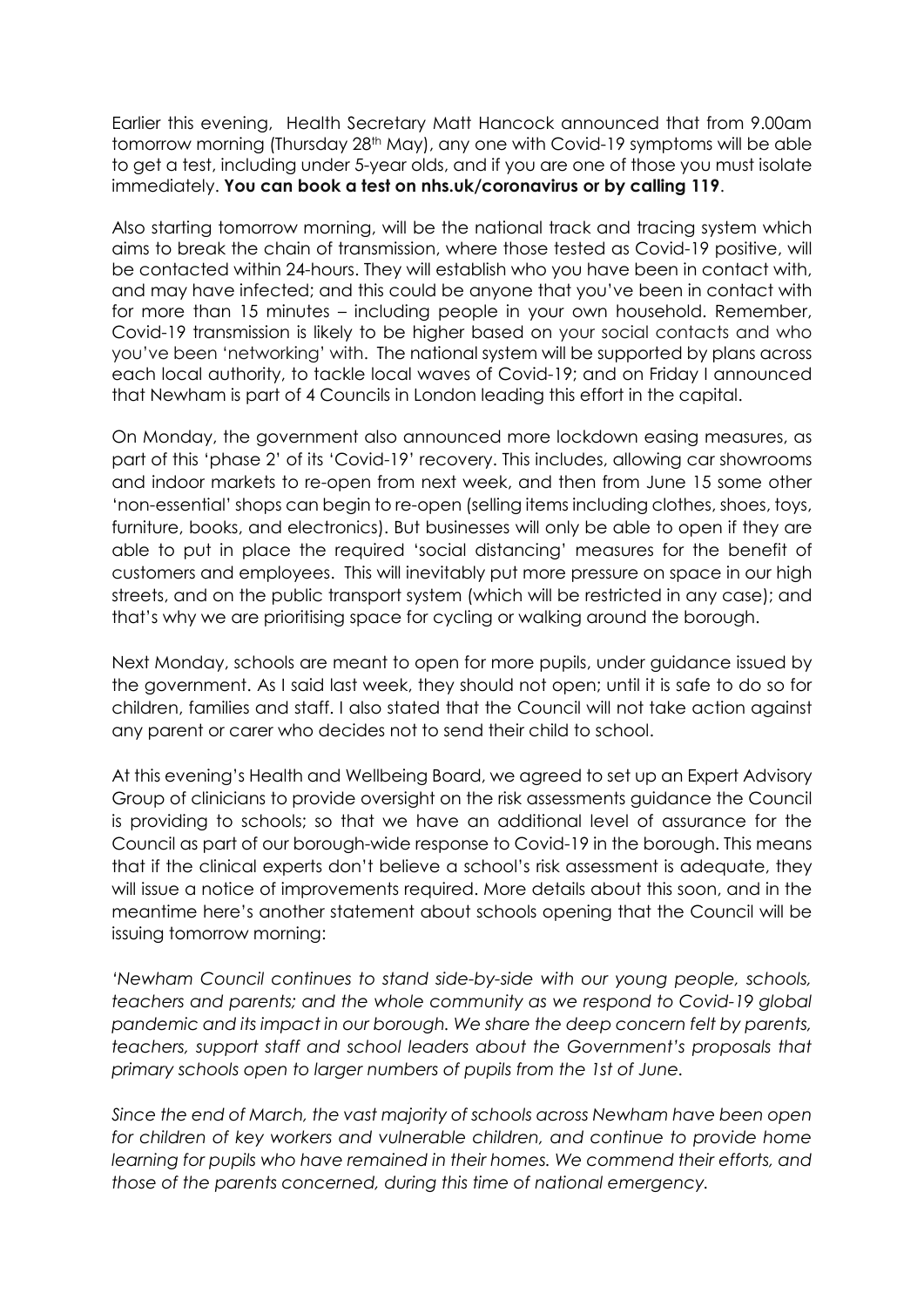Earlier this evening, Health Secretary Matt Hancock announced that from 9.00am tomorrow morning (Thursday 28th May), any one with Covid-19 symptoms will be able to get a test, including under 5-year olds, and if you are one of those you must isolate immediately. **You can book a test on nhs.uk/coronavirus or by calling 119**.

Also starting tomorrow morning, will be the national track and tracing system which aims to break the chain of transmission, where those tested as Covid-19 positive, will be contacted within 24-hours. They will establish who you have been in contact with, and may have infected; and this could be anyone that you've been in contact with for more than 15 minutes – including people in your own household. Remember, Covid-19 transmission is likely to be higher based on your social contacts and who you've been 'networking' with. The national system will be supported by plans across each local authority, to tackle local waves of Covid-19; and on Friday I announced that Newham is part of 4 Councils in London leading this effort in the capital.

On Monday, the government also announced more lockdown easing measures, as part of this 'phase 2' of its 'Covid-19' recovery. This includes, allowing car showrooms and indoor markets to re-open from next week, and then from June 15 some other 'non-essential' shops can begin to re-open (selling items including clothes, shoes, toys, furniture, books, and electronics). But businesses will only be able to open if they are able to put in place the required 'social distancing' measures for the benefit of customers and employees. This will inevitably put more pressure on space in our high streets, and on the public transport system (which will be restricted in any case); and that's why we are prioritising space for cycling or walking around the borough.

Next Monday, schools are meant to open for more pupils, under guidance issued by the government. As I said last week, they should not open; until it is safe to do so for children, families and staff. I also stated that the Council will not take action against any parent or carer who decides not to send their child to school.

At this evening's Health and Wellbeing Board, we agreed to set up an Expert Advisory Group of clinicians to provide oversight on the risk assessments guidance the Council is providing to schools; so that we have an additional level of assurance for the Council as part of our borough-wide response to Covid-19 in the borough. This means that if the clinical experts don't believe a school's risk assessment is adequate, they will issue a notice of improvements required. More details about this soon, and in the meantime here's another statement about schools opening that the Council will be issuing tomorrow morning:

*'Newham Council continues to stand side-by-side with our young people, schools, teachers and parents; and the whole community as we respond to Covid-19 global pandemic and its impact in our borough. We share the deep concern felt by parents, teachers, support staff and school leaders about the Government's proposals that primary schools open to larger numbers of pupils from the 1st of June.*

*Since the end of March, the vast majority of schools across Newham have been open for children of key workers and vulnerable children, and continue to provide home learning for pupils who have remained in their homes. We commend their efforts, and those of the parents concerned, during this time of national emergency.*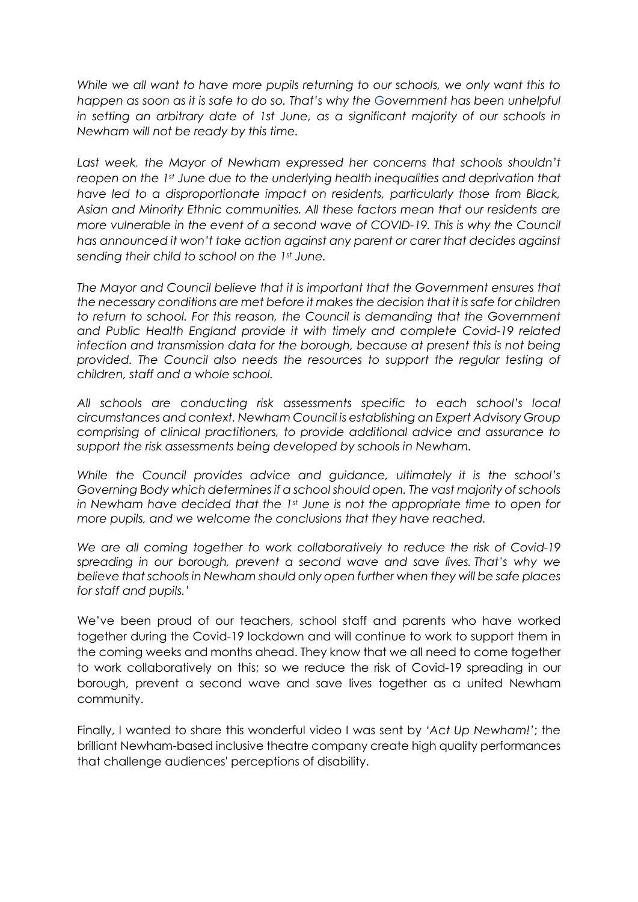*While we all want to have more pupils returning to our schools, we only want this to happen as soon as it is safe to do so. That's why the Government has been unhelpful in setting an arbitrary date of 1st June, as a significant majority of our schools in Newham will not be ready by this time.*

*Last week, the Mayor of Newham expressed her concerns that schools shouldn't reopen on the 1st June due to the underlying health inequalities and deprivation that have led to a disproportionate impact on residents, particularly those from Black, Asian and Minority Ethnic communities. All these factors mean that our residents are more vulnerable in the event of a second wave of COVID-19. This is why the Council has announced it won't take action against any parent or carer that decides against sending their child to school on the 1st June.*

*The Mayor and Council believe that it is important that the Government ensures that the necessary conditions are met before it makes the decision that it is safe for children to return to school. For this reason, the Council is demanding that the Government and Public Health England provide it with timely and complete Covid-19 related infection and transmission data for the borough, because at present this is not being provided. The Council also needs the resources to support the regular testing of children, staff and a whole school.*

*All schools are conducting risk assessments specific to each school's local circumstances and context. Newham Council is establishing an Expert Advisory Group comprising of clinical practitioners, to provide additional advice and assurance to support the risk assessments being developed by schools in Newham.*

*While the Council provides advice and guidance, ultimately it is the school's Governing Body which determines if a school should open. The vast majority of schools in Newham have decided that the 1st June is not the appropriate time to open for more pupils, and we welcome the conclusions that they have reached.*

*We are all coming together to work collaboratively to reduce the risk of Covid-19 spreading in our borough, prevent a second wave and save lives. That's why we believe that schools in Newham should only open further when they will be safe places for staff and pupils.'*

We've been proud of our teachers, school staff and parents who have worked together during the Covid-19 lockdown and will continue to work to support them in the coming weeks and months ahead. They know that we all need to come together to work collaboratively on this; so we reduce the risk of Covid-19 spreading in our borough, prevent a second wave and save lives together as a united Newham community.

Finally, I wanted to share this wonderful video I was sent by *'Act Up Newham!'*; the brilliant Newham-based inclusive theatre company create high quality performances that challenge audiences' perceptions of disability.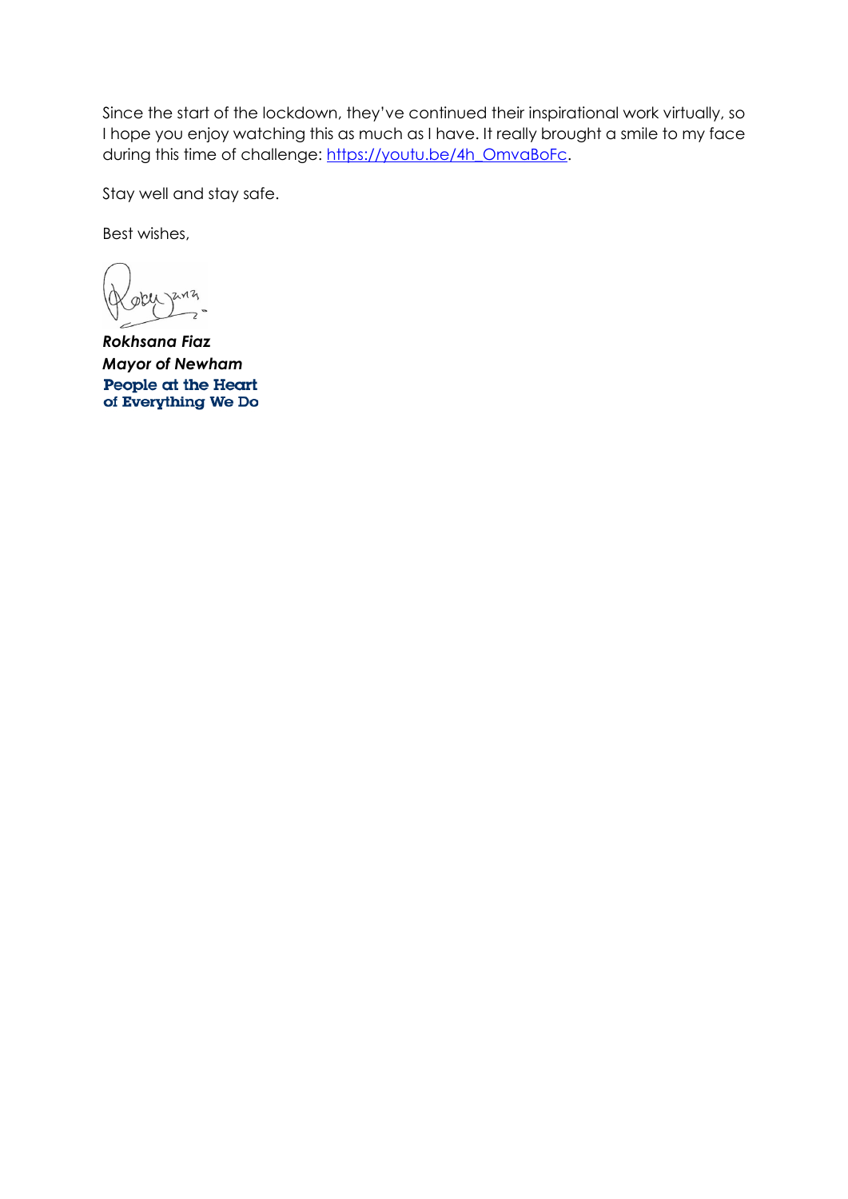Since the start of the lockdown, they've continued their inspirational work virtually, so I hope you enjoy watching this as much as I have. It really brought a smile to my face during this time of challenge: [https://youtu.be/4h_OmvaBoFc](https://youtu.be/4h_OmvaBoFc).

Stay well and stay safe.

Best wishes,

***Rokhsana Fiaz***
***Mayor of Newham***
**People at the Heart**
**of Everything We Do**